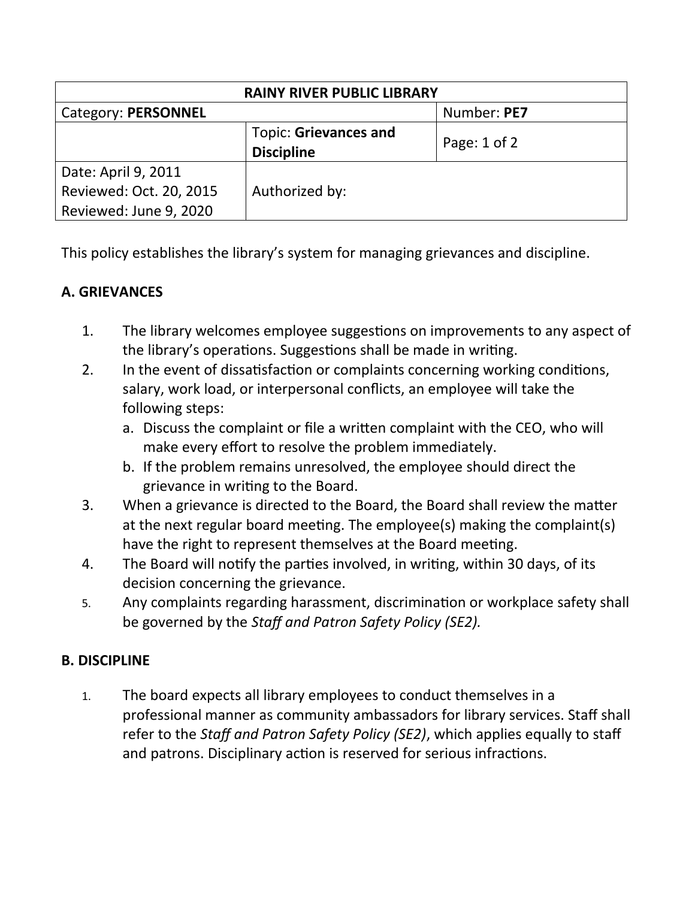| RAINY RIVER PUBLIC LIBRARY | | |
|---|---|---|
| Category: **PERSONNEL** | | Number: **PE7** |
| | Topic: **Grievances and Discipline** | Page: 1 of 2 |
| Date: April 9, 2011<br>Reviewed: Oct. 20, 2015<br>Reviewed: June 9, 2020 | Authorized by: | |

This policy establishes the library's system for managing grievances and discipline.

## A. GRIEVANCES

1. The library welcomes employee suggestions on improvements to any aspect of the library's operations. Suggestions shall be made in writing.
2. In the event of dissatisfaction or complaints concerning working conditions, salary, work load, or interpersonal conflicts, an employee will take the following steps:
   a. Discuss the complaint or file a written complaint with the CEO, who will make every effort to resolve the problem immediately.
   b. If the problem remains unresolved, the employee should direct the grievance in writing to the Board.
3. When a grievance is directed to the Board, the Board shall review the matter at the next regular board meeting. The employee(s) making the complaint(s) have the right to represent themselves at the Board meeting.
4. The Board will notify the parties involved, in writing, within 30 days, of its decision concerning the grievance.
5. Any complaints regarding harassment, discrimination or workplace safety shall be governed by the *Staff and Patron Safety Policy (SE2).*

## B. DISCIPLINE

1. The board expects all library employees to conduct themselves in a professional manner as community ambassadors for library services. Staff shall refer to the *Staff and Patron Safety Policy (SE2)*, which applies equally to staff and patrons. Disciplinary action is reserved for serious infractions.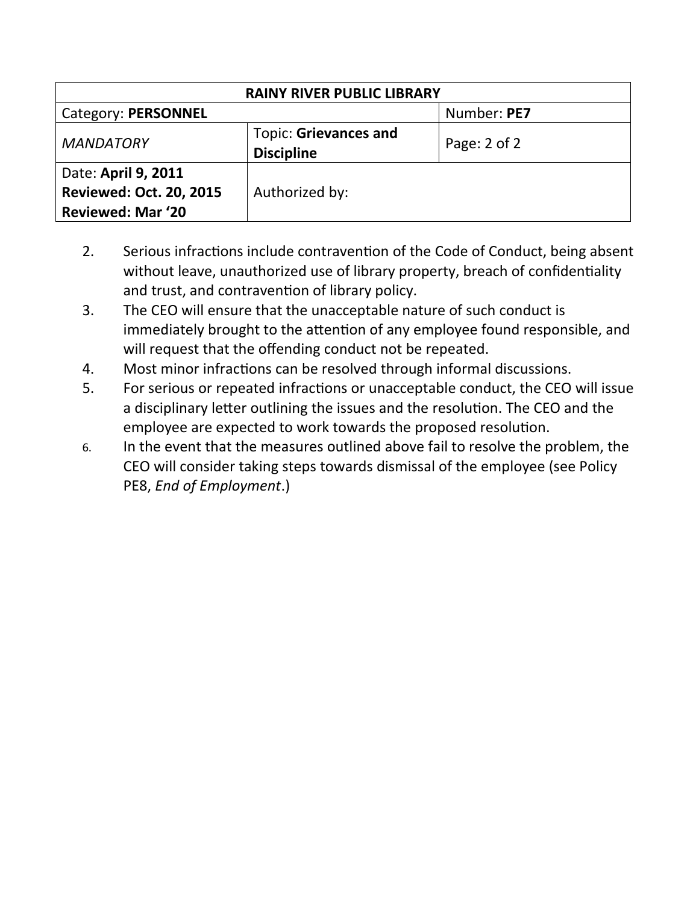2. Serious infractions include contravention of the Code of Conduct, being absent without leave, unauthorized use of library property, breach of confidentiality and trust, and contravention of library policy.
3. The CEO will ensure that the unacceptable nature of such conduct is immediately brought to the attention of any employee found responsible, and will request that the offending conduct not be repeated.
4. Most minor infractions can be resolved through informal discussions.
5. For serious or repeated infractions or unacceptable conduct, the CEO will issue a disciplinary letter outlining the issues and the resolution. The CEO and the employee are expected to work towards the proposed resolution.
6. In the event that the measures outlined above fail to resolve the problem, the CEO will consider taking steps towards dismissal of the employee (see Policy PE8, *End of Employment*.)